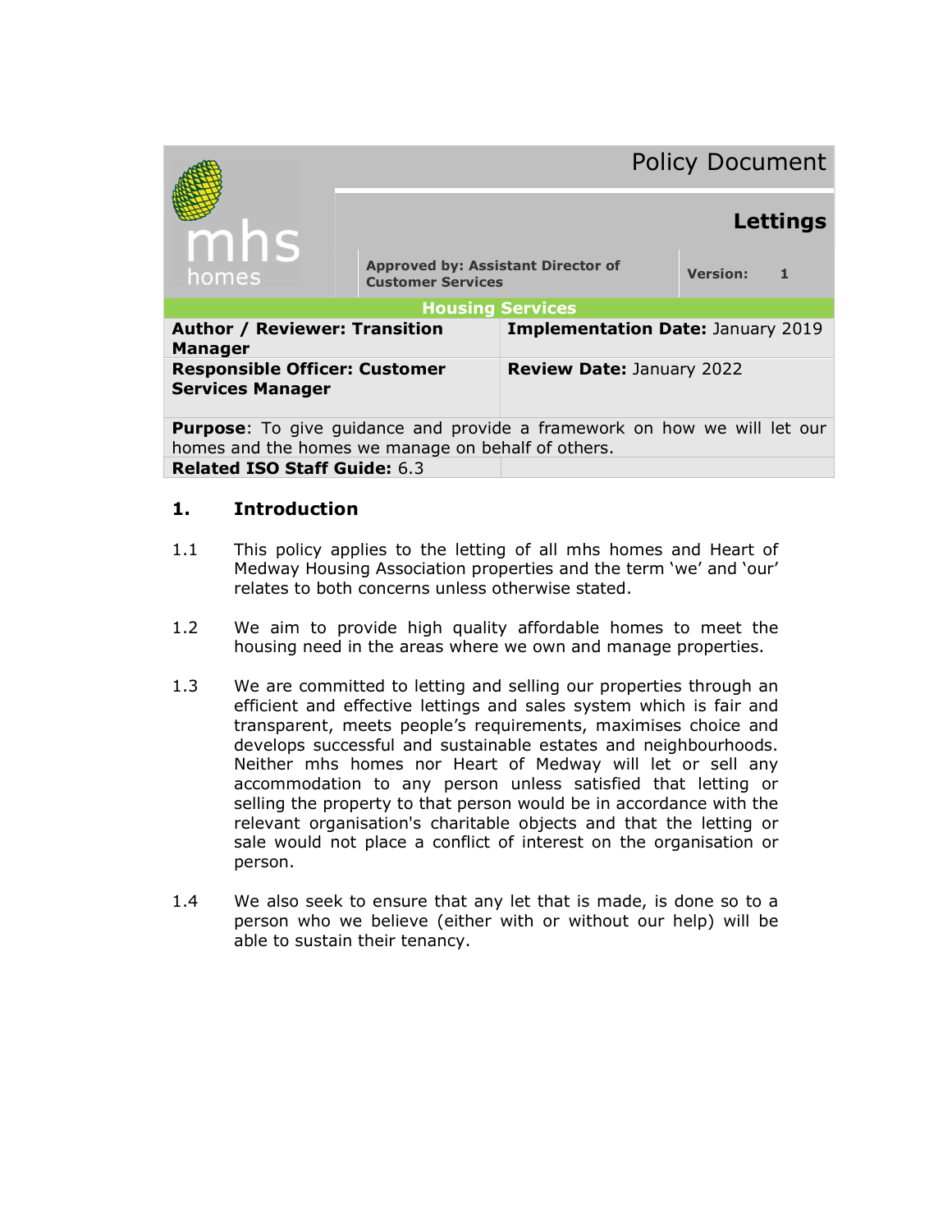| | | |
|---|---|---|
| mhs homes | Policy Document | |
| | **Lettings** | |
| | **Approved by: Assistant Director of Customer Services** | **Version: 1** |
| **Housing Services** | | |
| **Author / Reviewer: Transition Manager** | **Implementation Date:** January 2019 | |
| **Responsible Officer: Customer Services Manager** | **Review Date:** January 2022 | |
| **Purpose**: To give guidance and provide a framework on how we will let our homes and the homes we manage on behalf of others. | | |
| **Related ISO Staff Guide:** 6.3 | | |

## 1. Introduction

1.1 This policy applies to the letting of all mhs homes and Heart of Medway Housing Association properties and the term 'we' and 'our' relates to both concerns unless otherwise stated.

1.2 We aim to provide high quality affordable homes to meet the housing need in the areas where we own and manage properties.

1.3 We are committed to letting and selling our properties through an efficient and effective lettings and sales system which is fair and transparent, meets people's requirements, maximises choice and develops successful and sustainable estates and neighbourhoods. Neither mhs homes nor Heart of Medway will let or sell any accommodation to any person unless satisfied that letting or selling the property to that person would be in accordance with the relevant organisation's charitable objects and that the letting or sale would not place a conflict of interest on the organisation or person.

1.4 We also seek to ensure that any let that is made, is done so to a person who we believe (either with or without our help) will be able to sustain their tenancy.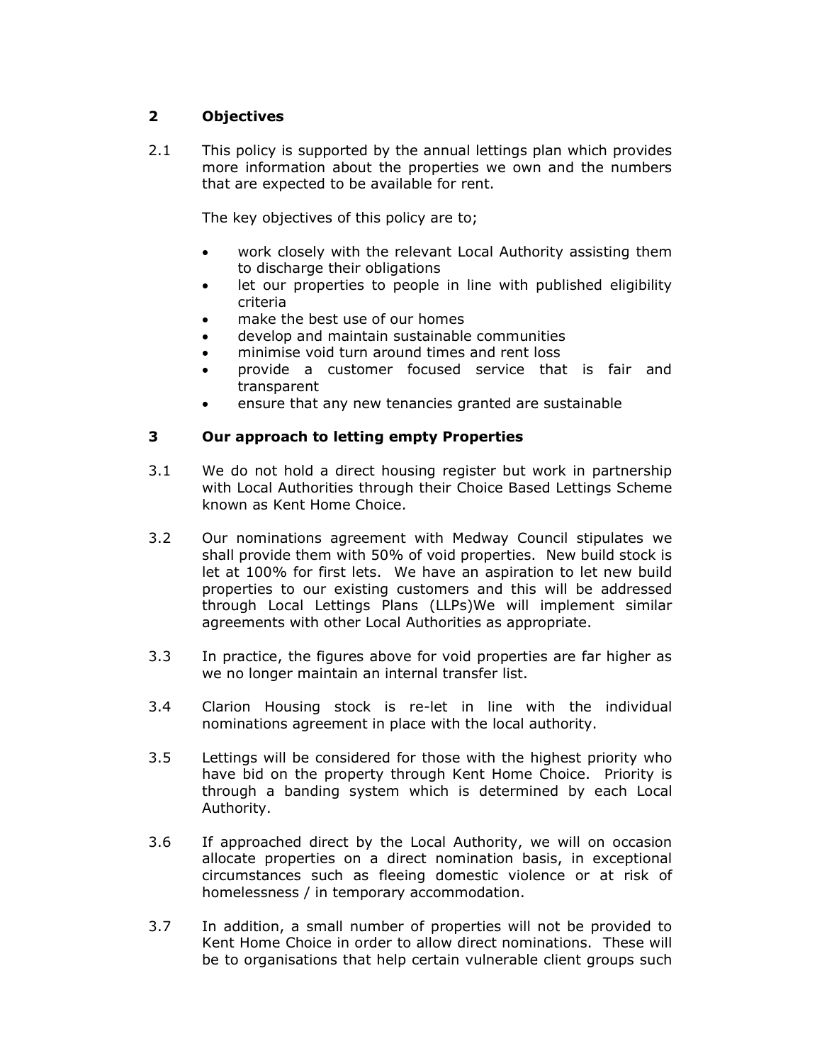## 2 Objectives

2.1 This policy is supported by the annual lettings plan which provides more information about the properties we own and the numbers that are expected to be available for rent.

The key objectives of this policy are to;

- work closely with the relevant Local Authority assisting them to discharge their obligations
- let our properties to people in line with published eligibility criteria
- make the best use of our homes
- develop and maintain sustainable communities
- minimise void turn around times and rent loss
- provide a customer focused service that is fair and transparent
- ensure that any new tenancies granted are sustainable

## 3 Our approach to letting empty Properties

3.1 We do not hold a direct housing register but work in partnership with Local Authorities through their Choice Based Lettings Scheme known as Kent Home Choice.

3.2 Our nominations agreement with Medway Council stipulates we shall provide them with 50% of void properties. New build stock is let at 100% for first lets. We have an aspiration to let new build properties to our existing customers and this will be addressed through Local Lettings Plans (LLPs)We will implement similar agreements with other Local Authorities as appropriate.

3.3 In practice, the figures above for void properties are far higher as we no longer maintain an internal transfer list.

3.4 Clarion Housing stock is re-let in line with the individual nominations agreement in place with the local authority.

3.5 Lettings will be considered for those with the highest priority who have bid on the property through Kent Home Choice. Priority is through a banding system which is determined by each Local Authority.

3.6 If approached direct by the Local Authority, we will on occasion allocate properties on a direct nomination basis, in exceptional circumstances such as fleeing domestic violence or at risk of homelessness / in temporary accommodation.

3.7 In addition, a small number of properties will not be provided to Kent Home Choice in order to allow direct nominations. These will be to organisations that help certain vulnerable client groups such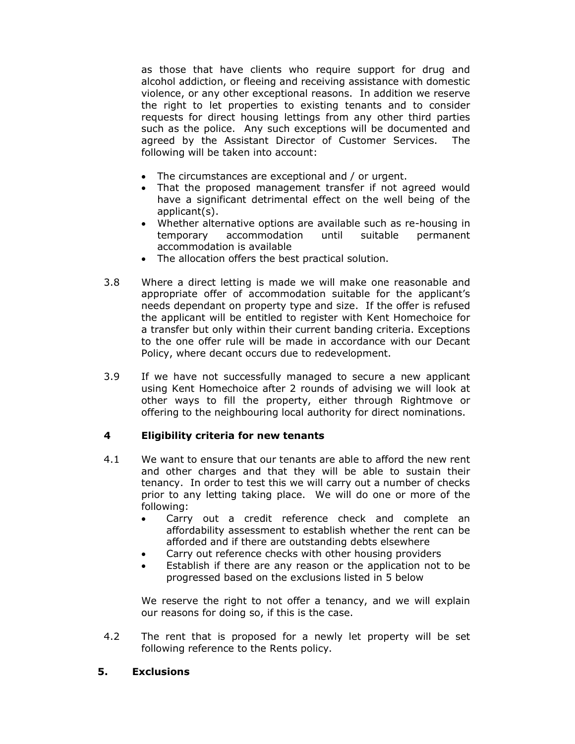as those that have clients who require support for drug and alcohol addiction, or fleeing and receiving assistance with domestic violence, or any other exceptional reasons. In addition we reserve the right to let properties to existing tenants and to consider requests for direct housing lettings from any other third parties such as the police. Any such exceptions will be documented and agreed by the Assistant Director of Customer Services. The following will be taken into account:

- The circumstances are exceptional and / or urgent.
- That the proposed management transfer if not agreed would have a significant detrimental effect on the well being of the applicant(s).
- Whether alternative options are available such as re-housing in temporary accommodation until suitable permanent accommodation is available
- The allocation offers the best practical solution.

3.8 Where a direct letting is made we will make one reasonable and appropriate offer of accommodation suitable for the applicant's needs dependant on property type and size. If the offer is refused the applicant will be entitled to register with Kent Homechoice for a transfer but only within their current banding criteria. Exceptions to the one offer rule will be made in accordance with our Decant Policy, where decant occurs due to redevelopment.

3.9 If we have not successfully managed to secure a new applicant using Kent Homechoice after 2 rounds of advising we will look at other ways to fill the property, either through Rightmove or offering to the neighbouring local authority for direct nominations.

## 4 Eligibility criteria for new tenants

4.1 We want to ensure that our tenants are able to afford the new rent and other charges and that they will be able to sustain their tenancy. In order to test this we will carry out a number of checks prior to any letting taking place. We will do one or more of the following:

- Carry out a credit reference check and complete an affordability assessment to establish whether the rent can be afforded and if there are outstanding debts elsewhere
- Carry out reference checks with other housing providers
- Establish if there are any reason or the application not to be progressed based on the exclusions listed in 5 below

We reserve the right to not offer a tenancy, and we will explain our reasons for doing so, if this is the case.

4.2 The rent that is proposed for a newly let property will be set following reference to the Rents policy.

## 5. Exclusions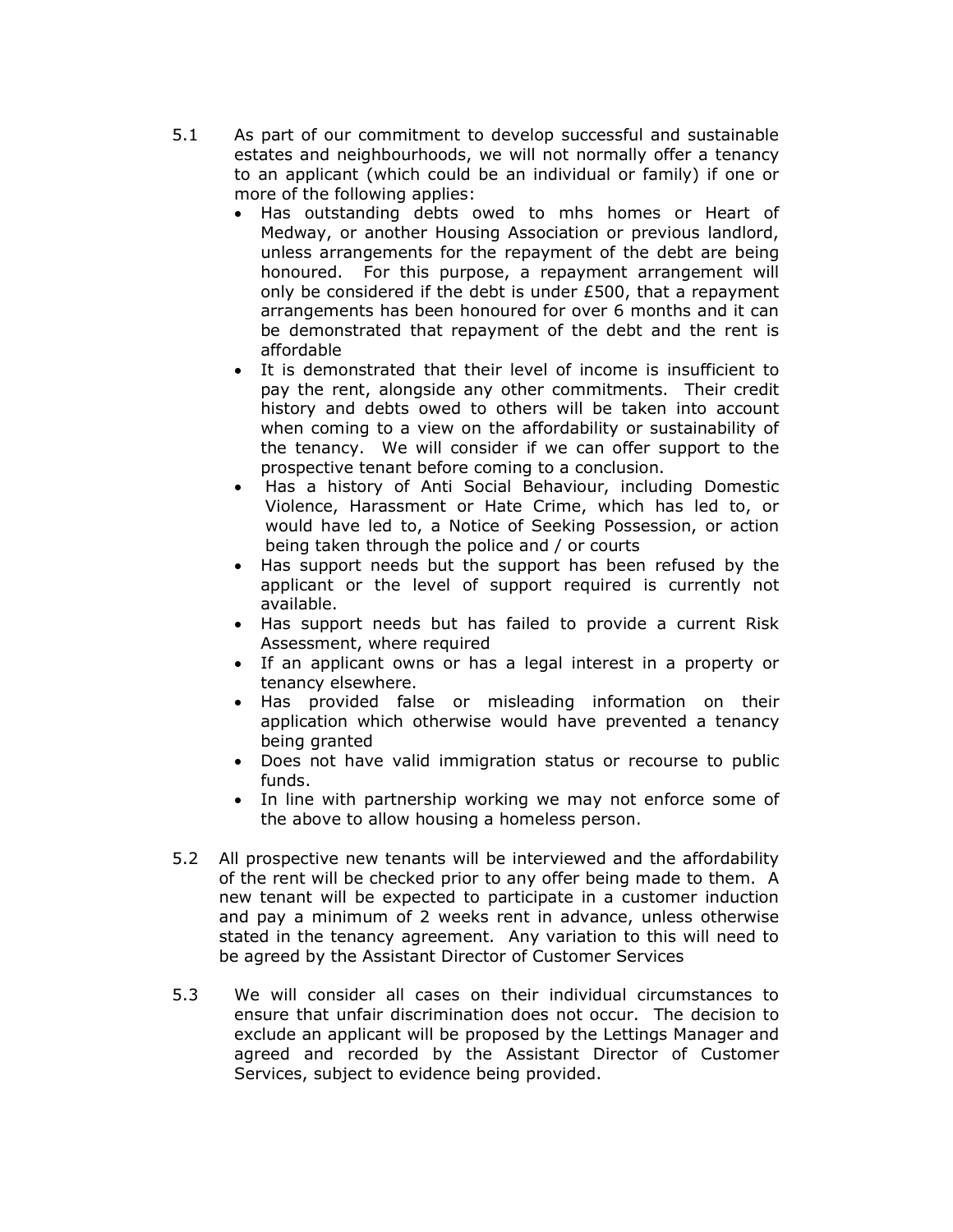5.1 As part of our commitment to develop successful and sustainable estates and neighbourhoods, we will not normally offer a tenancy to an applicant (which could be an individual or family) if one or more of the following applies:

- Has outstanding debts owed to mhs homes or Heart of Medway, or another Housing Association or previous landlord, unless arrangements for the repayment of the debt are being honoured. For this purpose, a repayment arrangement will only be considered if the debt is under £500, that a repayment arrangements has been honoured for over 6 months and it can be demonstrated that repayment of the debt and the rent is affordable
- It is demonstrated that their level of income is insufficient to pay the rent, alongside any other commitments. Their credit history and debts owed to others will be taken into account when coming to a view on the affordability or sustainability of the tenancy. We will consider if we can offer support to the prospective tenant before coming to a conclusion.
- Has a history of Anti Social Behaviour, including Domestic Violence, Harassment or Hate Crime, which has led to, or would have led to, a Notice of Seeking Possession, or action being taken through the police and / or courts
- Has support needs but the support has been refused by the applicant or the level of support required is currently not available.
- Has support needs but has failed to provide a current Risk Assessment, where required
- If an applicant owns or has a legal interest in a property or tenancy elsewhere.
- Has provided false or misleading information on their application which otherwise would have prevented a tenancy being granted
- Does not have valid immigration status or recourse to public funds.
- In line with partnership working we may not enforce some of the above to allow housing a homeless person.

5.2 All prospective new tenants will be interviewed and the affordability of the rent will be checked prior to any offer being made to them. A new tenant will be expected to participate in a customer induction and pay a minimum of 2 weeks rent in advance, unless otherwise stated in the tenancy agreement. Any variation to this will need to be agreed by the Assistant Director of Customer Services

5.3 We will consider all cases on their individual circumstances to ensure that unfair discrimination does not occur. The decision to exclude an applicant will be proposed by the Lettings Manager and agreed and recorded by the Assistant Director of Customer Services, subject to evidence being provided.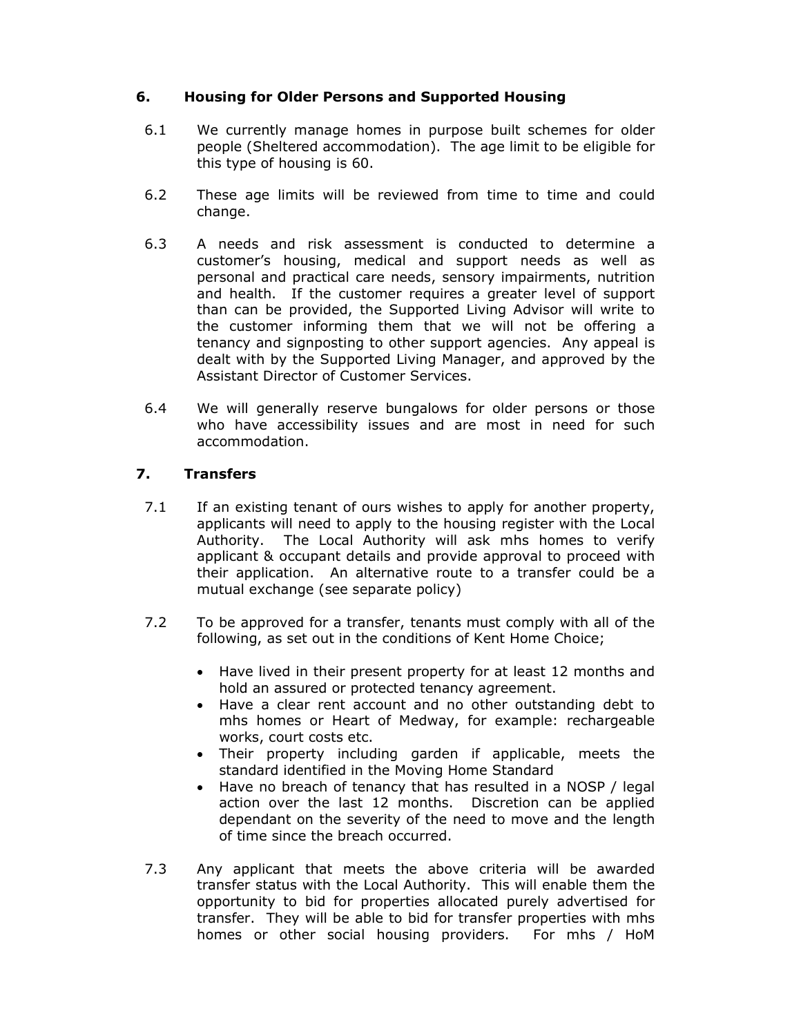## 6. Housing for Older Persons and Supported Housing

6.1 We currently manage homes in purpose built schemes for older people (Sheltered accommodation). The age limit to be eligible for this type of housing is 60.

6.2 These age limits will be reviewed from time to time and could change.

6.3 A needs and risk assessment is conducted to determine a customer's housing, medical and support needs as well as personal and practical care needs, sensory impairments, nutrition and health. If the customer requires a greater level of support than can be provided, the Supported Living Advisor will write to the customer informing them that we will not be offering a tenancy and signposting to other support agencies. Any appeal is dealt with by the Supported Living Manager, and approved by the Assistant Director of Customer Services.

6.4 We will generally reserve bungalows for older persons or those who have accessibility issues and are most in need for such accommodation.

## 7. Transfers

7.1 If an existing tenant of ours wishes to apply for another property, applicants will need to apply to the housing register with the Local Authority. The Local Authority will ask mhs homes to verify applicant & occupant details and provide approval to proceed with their application. An alternative route to a transfer could be a mutual exchange (see separate policy)

7.2 To be approved for a transfer, tenants must comply with all of the following, as set out in the conditions of Kent Home Choice;

- Have lived in their present property for at least 12 months and hold an assured or protected tenancy agreement.
- Have a clear rent account and no other outstanding debt to mhs homes or Heart of Medway, for example: rechargeable works, court costs etc.
- Their property including garden if applicable, meets the standard identified in the Moving Home Standard
- Have no breach of tenancy that has resulted in a NOSP / legal action over the last 12 months. Discretion can be applied dependant on the severity of the need to move and the length of time since the breach occurred.

7.3 Any applicant that meets the above criteria will be awarded transfer status with the Local Authority. This will enable them the opportunity to bid for properties allocated purely advertised for transfer. They will be able to bid for transfer properties with mhs homes or other social housing providers. For mhs / HoM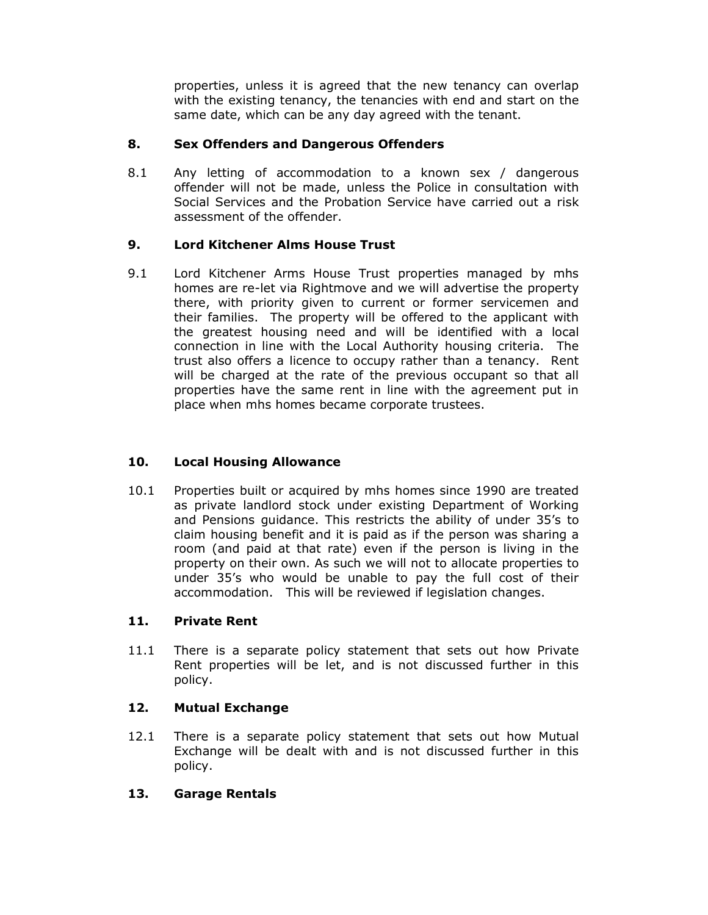properties, unless it is agreed that the new tenancy can overlap with the existing tenancy, the tenancies with end and start on the same date, which can be any day agreed with the tenant.

## 8. Sex Offenders and Dangerous Offenders

8.1 Any letting of accommodation to a known sex / dangerous offender will not be made, unless the Police in consultation with Social Services and the Probation Service have carried out a risk assessment of the offender.

## 9. Lord Kitchener Alms House Trust

9.1 Lord Kitchener Arms House Trust properties managed by mhs homes are re-let via Rightmove and we will advertise the property there, with priority given to current or former servicemen and their families. The property will be offered to the applicant with the greatest housing need and will be identified with a local connection in line with the Local Authority housing criteria. The trust also offers a licence to occupy rather than a tenancy. Rent will be charged at the rate of the previous occupant so that all properties have the same rent in line with the agreement put in place when mhs homes became corporate trustees.

## 10. Local Housing Allowance

10.1 Properties built or acquired by mhs homes since 1990 are treated as private landlord stock under existing Department of Working and Pensions guidance. This restricts the ability of under 35's to claim housing benefit and it is paid as if the person was sharing a room (and paid at that rate) even if the person is living in the property on their own. As such we will not to allocate properties to under 35's who would be unable to pay the full cost of their accommodation. This will be reviewed if legislation changes.

## 11. Private Rent

11.1 There is a separate policy statement that sets out how Private Rent properties will be let, and is not discussed further in this policy.

## 12. Mutual Exchange

12.1 There is a separate policy statement that sets out how Mutual Exchange will be dealt with and is not discussed further in this policy.

## 13. Garage Rentals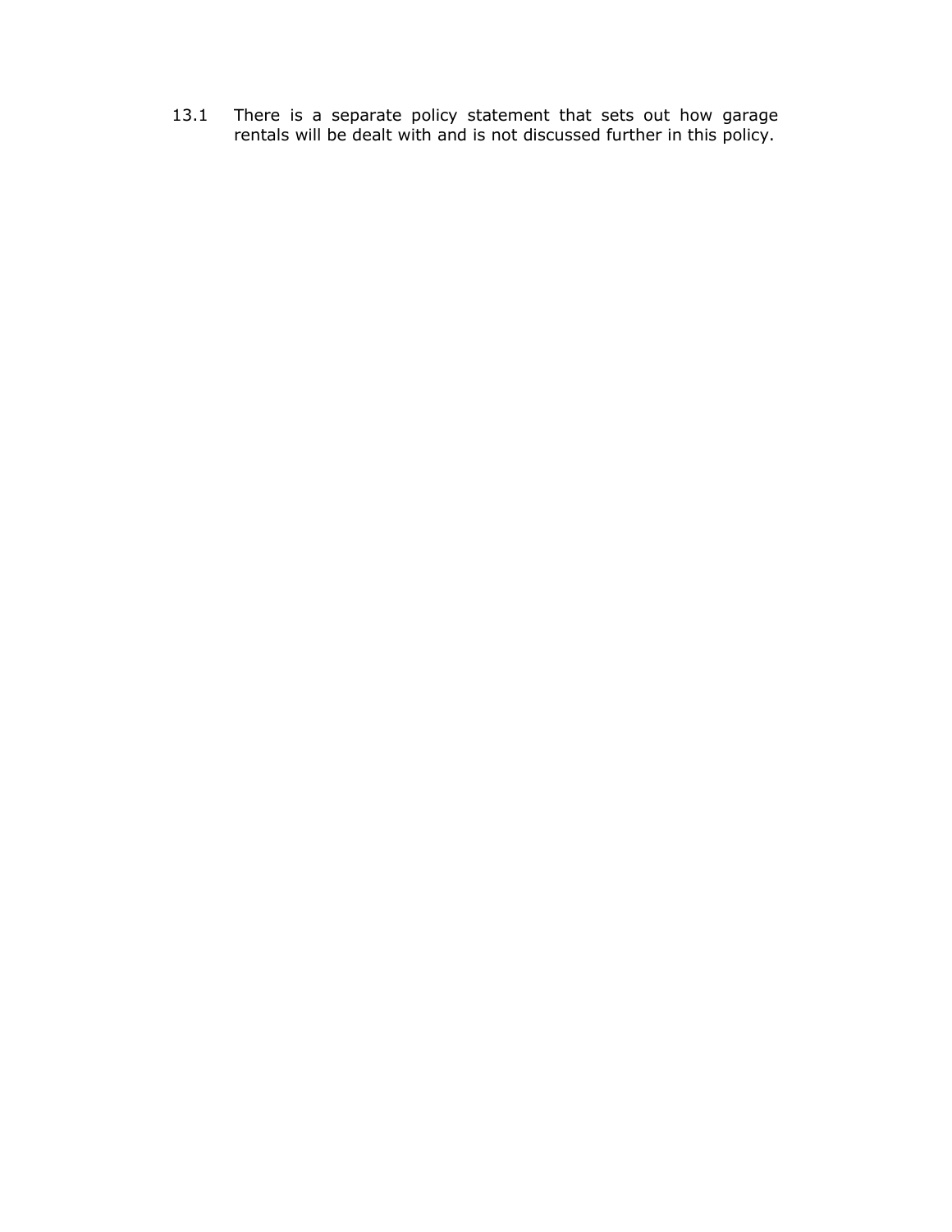13.1 There is a separate policy statement that sets out how garage rentals will be dealt with and is not discussed further in this policy.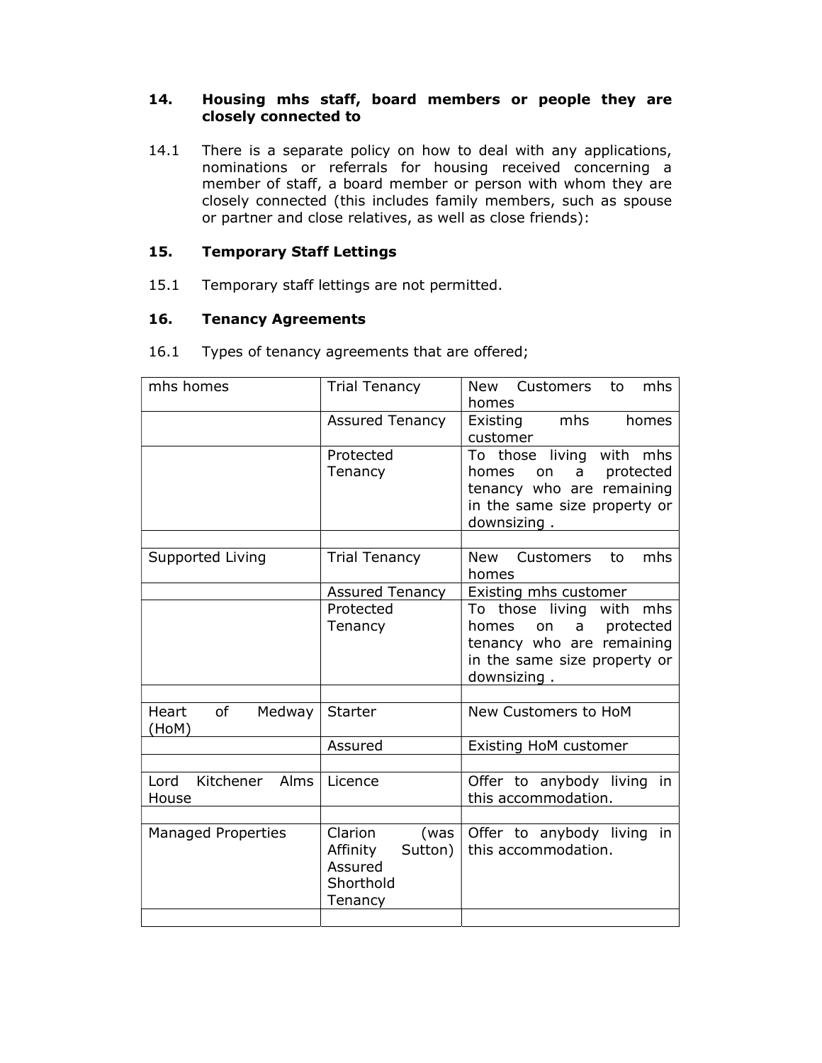## 14. Housing mhs staff, board members or people they are closely connected to

14.1 There is a separate policy on how to deal with any applications, nominations or referrals for housing received concerning a member of staff, a board member or person with whom they are closely connected (this includes family members, such as spouse or partner and close relatives, as well as close friends):

## 15. Temporary Staff Lettings

15.1 Temporary staff lettings are not permitted.

## 16. Tenancy Agreements

16.1 Types of tenancy agreements that are offered;

| | | |
|---|---|---|
| mhs homes | Trial Tenancy | New Customers to mhs homes |
| | Assured Tenancy | Existing mhs homes customer |
| | Protected Tenancy | To those living with mhs homes on a protected tenancy who are remaining in the same size property or downsizing . |
| | | |
| Supported Living | Trial Tenancy | New Customers to mhs homes |
| | Assured Tenancy | Existing mhs customer |
| | Protected Tenancy | To those living with mhs homes on a protected tenancy who are remaining in the same size property or downsizing . |
| | | |
| Heart of Medway (HoM) | Starter | New Customers to HoM |
| | Assured | Existing HoM customer |
| | | |
| Lord Kitchener Alms House | Licence | Offer to anybody living in this accommodation. |
| | | |
| Managed Properties | Clarion (was Affinity Sutton) Assured Shorthold Tenancy | Offer to anybody living in this accommodation. |
| | | |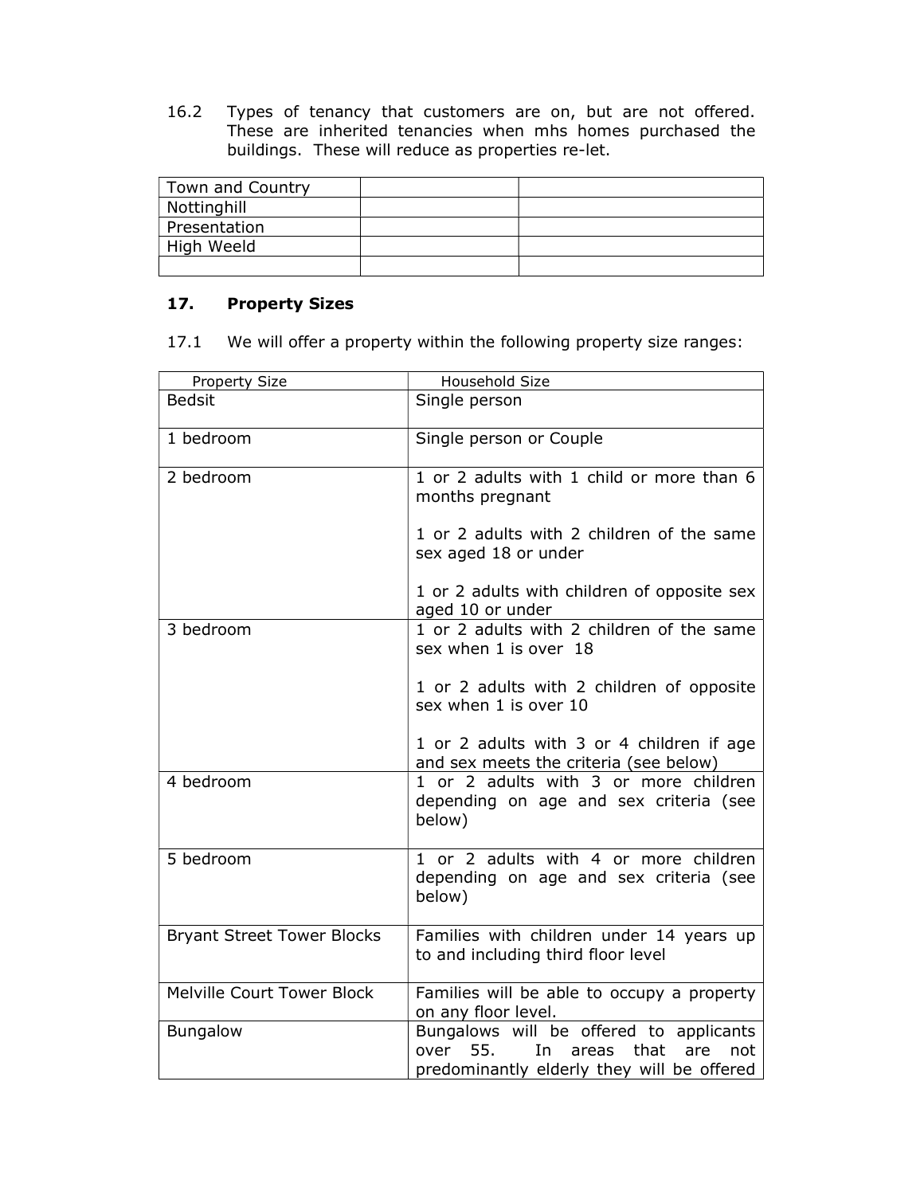16.2 Types of tenancy that customers are on, but are not offered. These are inherited tenancies when mhs homes purchased the buildings. These will reduce as properties re-let.

| | | |
|---|---|---|
| Town and Country | | |
| Nottinghill | | |
| Presentation | | |
| High Weeld | | |
| | | |

## 17. Property Sizes

17.1 We will offer a property within the following property size ranges:

| Property Size | Household Size |
|---|---|
| Bedsit | Single person |
| 1 bedroom | Single person or Couple |
| 2 bedroom | 1 or 2 adults with 1 child or more than 6 months pregnant<br><br>1 or 2 adults with 2 children of the same sex aged 18 or under<br><br>1 or 2 adults with children of opposite sex aged 10 or under |
| 3 bedroom | 1 or 2 adults with 2 children of the same sex when 1 is over 18<br><br>1 or 2 adults with 2 children of opposite sex when 1 is over 10<br><br>1 or 2 adults with 3 or 4 children if age and sex meets the criteria (see below) |
| 4 bedroom | 1 or 2 adults with 3 or more children depending on age and sex criteria (see below) |
| 5 bedroom | 1 or 2 adults with 4 or more children depending on age and sex criteria (see below) |
| Bryant Street Tower Blocks | Families with children under 14 years up to and including third floor level |
| Melville Court Tower Block | Families will be able to occupy a property on any floor level. |
| Bungalow | Bungalows will be offered to applicants over 55. In areas that are not predominantly elderly they will be offered |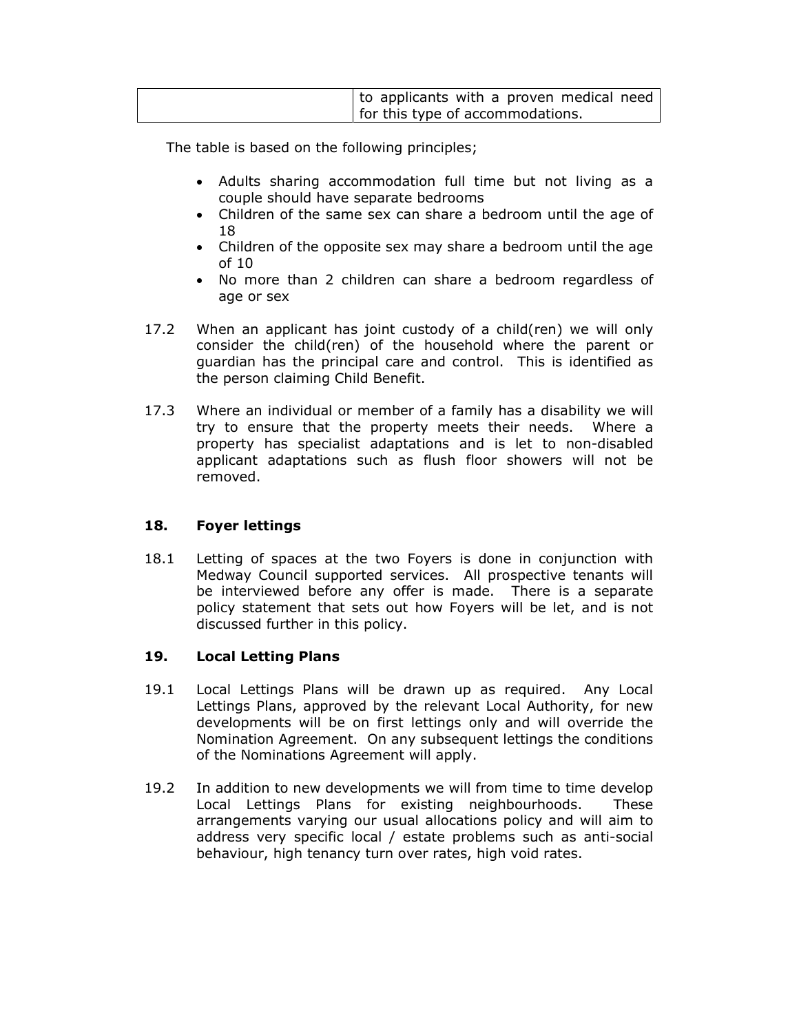| | |
|---|---|
| | to applicants with a proven medical need for this type of accommodations. |

The table is based on the following principles;

- Adults sharing accommodation full time but not living as a couple should have separate bedrooms
- Children of the same sex can share a bedroom until the age of 18
- Children of the opposite sex may share a bedroom until the age of 10
- No more than 2 children can share a bedroom regardless of age or sex

17.2 When an applicant has joint custody of a child(ren) we will only consider the child(ren) of the household where the parent or guardian has the principal care and control. This is identified as the person claiming Child Benefit.

17.3 Where an individual or member of a family has a disability we will try to ensure that the property meets their needs. Where a property has specialist adaptations and is let to non-disabled applicant adaptations such as flush floor showers will not be removed.

## 18. Foyer lettings

18.1 Letting of spaces at the two Foyers is done in conjunction with Medway Council supported services. All prospective tenants will be interviewed before any offer is made. There is a separate policy statement that sets out how Foyers will be let, and is not discussed further in this policy.

## 19. Local Letting Plans

19.1 Local Lettings Plans will be drawn up as required. Any Local Lettings Plans, approved by the relevant Local Authority, for new developments will be on first lettings only and will override the Nomination Agreement. On any subsequent lettings the conditions of the Nominations Agreement will apply.

19.2 In addition to new developments we will from time to time develop Local Lettings Plans for existing neighbourhoods. These arrangements varying our usual allocations policy and will aim to address very specific local / estate problems such as anti-social behaviour, high tenancy turn over rates, high void rates.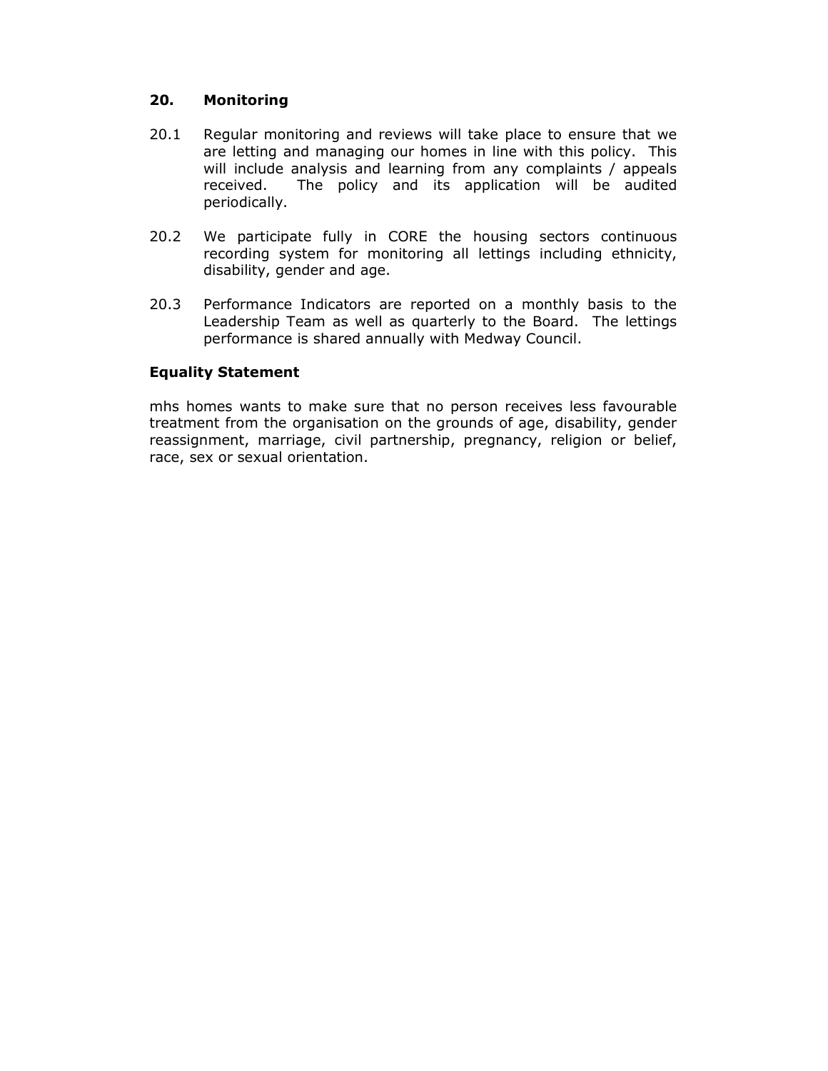## 20. Monitoring

20.1 Regular monitoring and reviews will take place to ensure that we are letting and managing our homes in line with this policy. This will include analysis and learning from any complaints / appeals received. The policy and its application will be audited periodically.

20.2 We participate fully in CORE the housing sectors continuous recording system for monitoring all lettings including ethnicity, disability, gender and age.

20.3 Performance Indicators are reported on a monthly basis to the Leadership Team as well as quarterly to the Board. The lettings performance is shared annually with Medway Council.

**Equality Statement**

mhs homes wants to make sure that no person receives less favourable treatment from the organisation on the grounds of age, disability, gender reassignment, marriage, civil partnership, pregnancy, religion or belief, race, sex or sexual orientation.